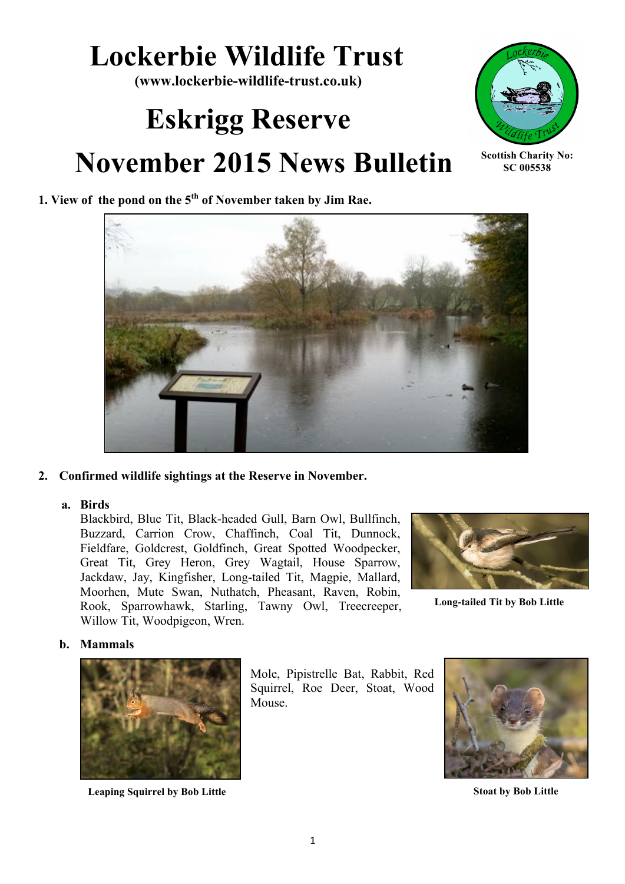# Lockerbie Wildlife Trust

**(www.lockerbie-wildlife-trust.co.uk)**

# Eskrigg Reserve

# November 2015 News Bulletin

**Scottish Charity No: SC 005538**

**1. View of the pond on the 5th of November taken by Jim Rae.**

**2. Confirmed wildlife sightings at the Reserve in November.**

**a. Birds**

Blackbird, Blue Tit, Black-headed Gull, Barn Owl, Bullfinch, Buzzard, Carrion Crow, Chaffinch, Coal Tit, Dunnock, Fieldfare, Goldcrest, Goldfinch, Great Spotted Woodpecker, Great Tit, Grey Heron, Grey Wagtail, House Sparrow, Jackdaw, Jay, Kingfisher, Long-tailed Tit, Magpie, Mallard, Moorhen, Mute Swan, Nuthatch, Pheasant, Raven, Robin, Rook, Sparrowhawk, Starling, Tawny Owl, Treecreeper, Willow Tit, Woodpigeon, Wren.

**Long-tailed Tit by Bob Little**

**b. Mammals**

Mole, Pipistrelle Bat, Rabbit, Red Squirrel, Roe Deer, Stoat, Wood Mouse.

**Leaping Squirrel by Bob Little**

**Stoat by Bob Little**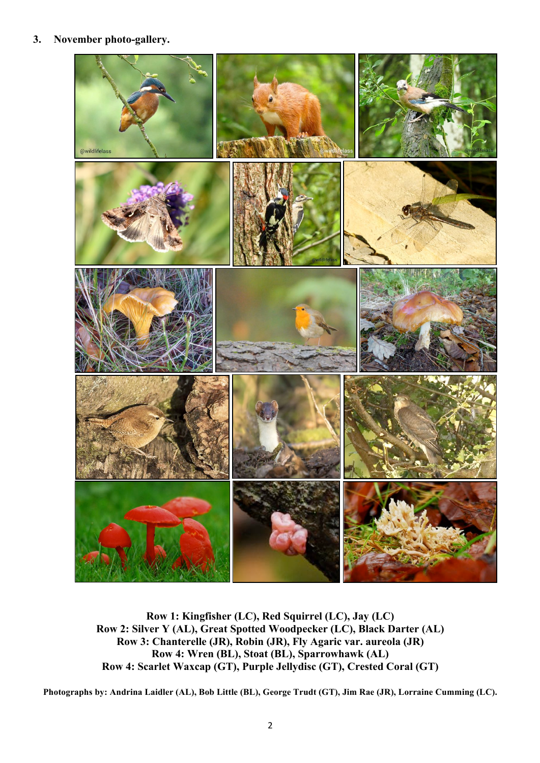3. **November photo-gallery.**

**Row 1: Kingfisher (LC), Red Squirrel (LC), Jay (LC)**
**Row 2: Silver Y (AL), Great Spotted Woodpecker (LC), Black Darter (AL)**
**Row 3: Chanterelle (JR), Robin (JR), Fly Agaric var. aureola (JR)**
**Row 4: Wren (BL), Stoat (BL), Sparrowhawk (AL)**
**Row 4: Scarlet Waxcap (GT), Purple Jellydisc (GT), Crested Coral (GT)**

**Photographs by: Andrina Laidler (AL), Bob Little (BL), George Trudt (GT), Jim Rae (JR), Lorraine Cumming (LC).**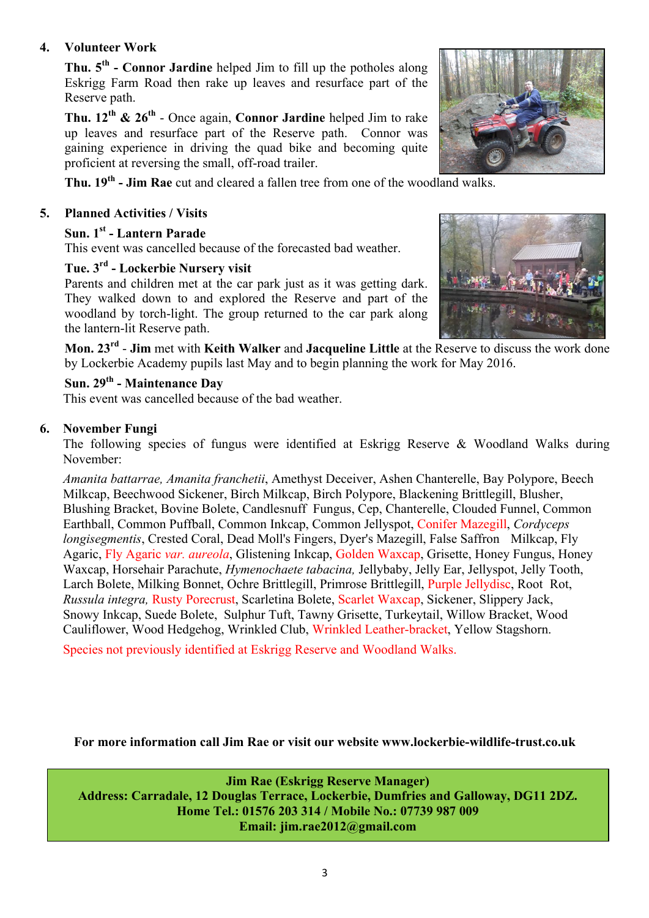4. **Volunteer Work**

**Thu. 5th - Connor Jardine** helped Jim to fill up the potholes along Eskrigg Farm Road then rake up leaves and resurface part of the Reserve path.

**Thu. 12th & 26th** - Once again, **Connor Jardine** helped Jim to rake up leaves and resurface part of the Reserve path. Connor was gaining experience in driving the quad bike and becoming quite proficient at reversing the small, off-road trailer.

**Thu. 19th - Jim Rae** cut and cleared a fallen tree from one of the woodland walks.

5. **Planned Activities / Visits**

**Sun. 1st - Lantern Parade**
This event was cancelled because of the forecasted bad weather.

**Tue. 3rd - Lockerbie Nursery visit**
Parents and children met at the car park just as it was getting dark. They walked down to and explored the Reserve and part of the woodland by torch-light. The group returned to the car park along the lantern-lit Reserve path.

**Mon. 23rd** - **Jim** met with **Keith Walker** and **Jacqueline Little** at the Reserve to discuss the work done by Lockerbie Academy pupils last May and to begin planning the work for May 2016.

**Sun. 29th - Maintenance Day**
This event was cancelled because of the bad weather.

6. **November Fungi**

The following species of fungus were identified at Eskrigg Reserve & Woodland Walks during November:

*Amanita battarrae, Amanita franchetii*, Amethyst Deceiver, Ashen Chanterelle, Bay Polypore, Beech Milkcap, Beechwood Sickener, Birch Milkcap, Birch Polypore, Blackening Brittlegill, Blusher, Blushing Bracket, Bovine Bolete, Candlesnuff Fungus, Cep, Chanterelle, Clouded Funnel, Common Earthball, Common Puffball, Common Inkcap, Common Jellyspot, Conifer Mazegill, *Cordyceps longisegmentis*, Crested Coral, Dead Moll's Fingers, Dyer's Mazegill, False Saffron Milkcap, Fly Agaric, Fly Agaric *var. aureola*, Glistening Inkcap, Golden Waxcap, Grisette, Honey Fungus, Honey Waxcap, Horsehair Parachute, *Hymenochaete tabacina,* Jellybaby, Jelly Ear, Jellyspot, Jelly Tooth, Larch Bolete, Milking Bonnet, Ochre Brittlegill, Primrose Brittlegill, Purple Jellydisc, Root Rot, *Russula integra,* Rusty Porecrust, Scarletina Bolete, Scarlet Waxcap, Sickener, Slippery Jack, Snowy Inkcap, Suede Bolete, Sulphur Tuft, Tawny Grisette, Turkeytail, Willow Bracket, Wood Cauliflower, Wood Hedgehog, Wrinkled Club, Wrinkled Leather-bracket, Yellow Stagshorn.

Species not previously identified at Eskrigg Reserve and Woodland Walks.

**For more information call Jim Rae or visit our website www.lockerbie-wildlife-trust.co.uk**

**Jim Rae (Eskrigg Reserve Manager)**
**Address: Carradale, 12 Douglas Terrace, Lockerbie, Dumfries and Galloway, DG11 2DZ.**
**Home Tel.: 01576 203 314 / Mobile No.: 07739 987 009**
**Email: jim.rae2012@gmail.com**